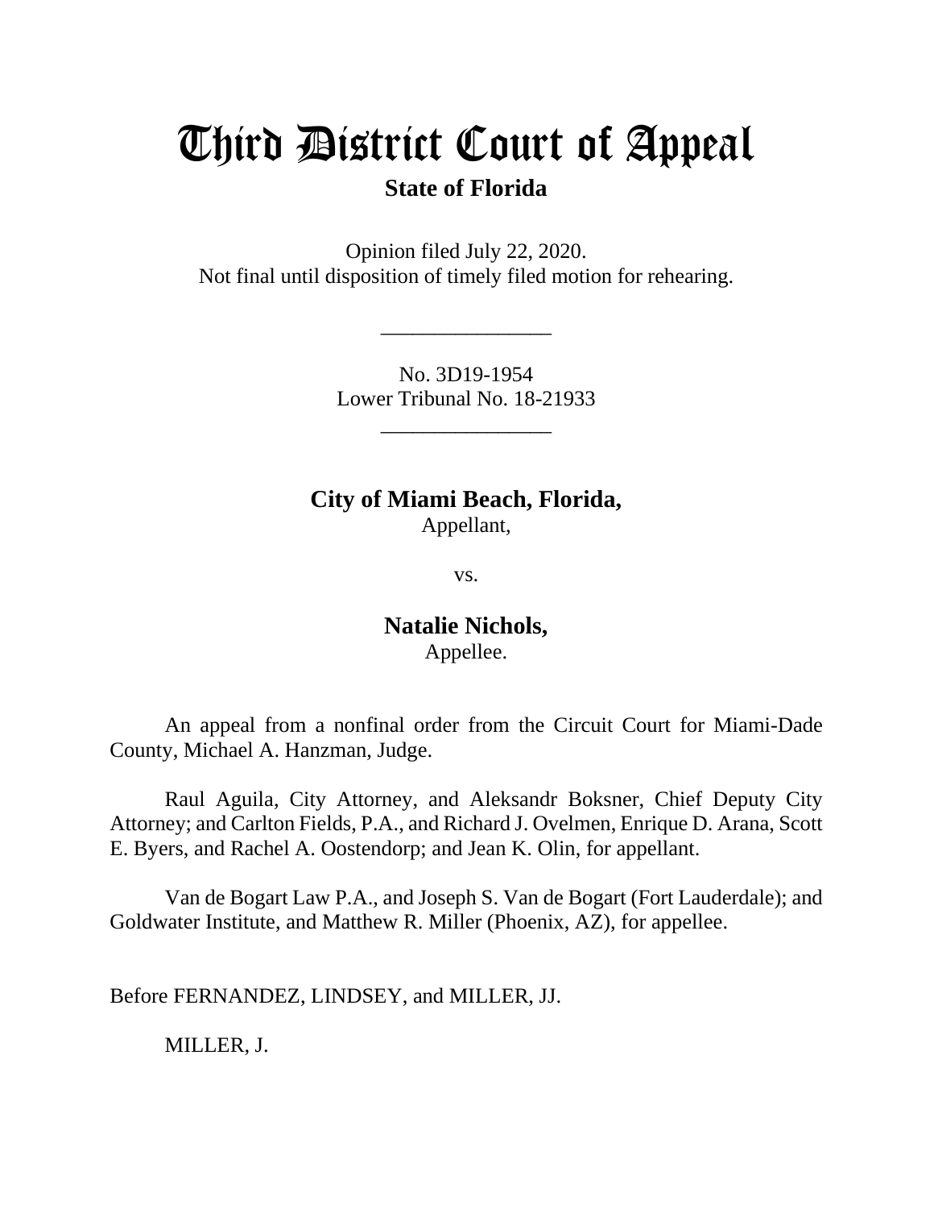# Third District Court of Appeal

**State of Florida**

Opinion filed July 22, 2020.
Not final until disposition of timely filed motion for rehearing.

________________

No. 3D19-1954
Lower Tribunal No. 18-21933

________________

**City of Miami Beach, Florida,**
Appellant,

vs.

**Natalie Nichols,**
Appellee.

An appeal from a nonfinal order from the Circuit Court for Miami-Dade County, Michael A. Hanzman, Judge.

Raul Aguila, City Attorney, and Aleksandr Boksner, Chief Deputy City Attorney; and Carlton Fields, P.A., and Richard J. Ovelmen, Enrique D. Arana, Scott E. Byers, and Rachel A. Oostendorp; and Jean K. Olin, for appellant.

Van de Bogart Law P.A., and Joseph S. Van de Bogart (Fort Lauderdale); and Goldwater Institute, and Matthew R. Miller (Phoenix, AZ), for appellee.

Before FERNANDEZ, LINDSEY, and MILLER, JJ.

MILLER, J.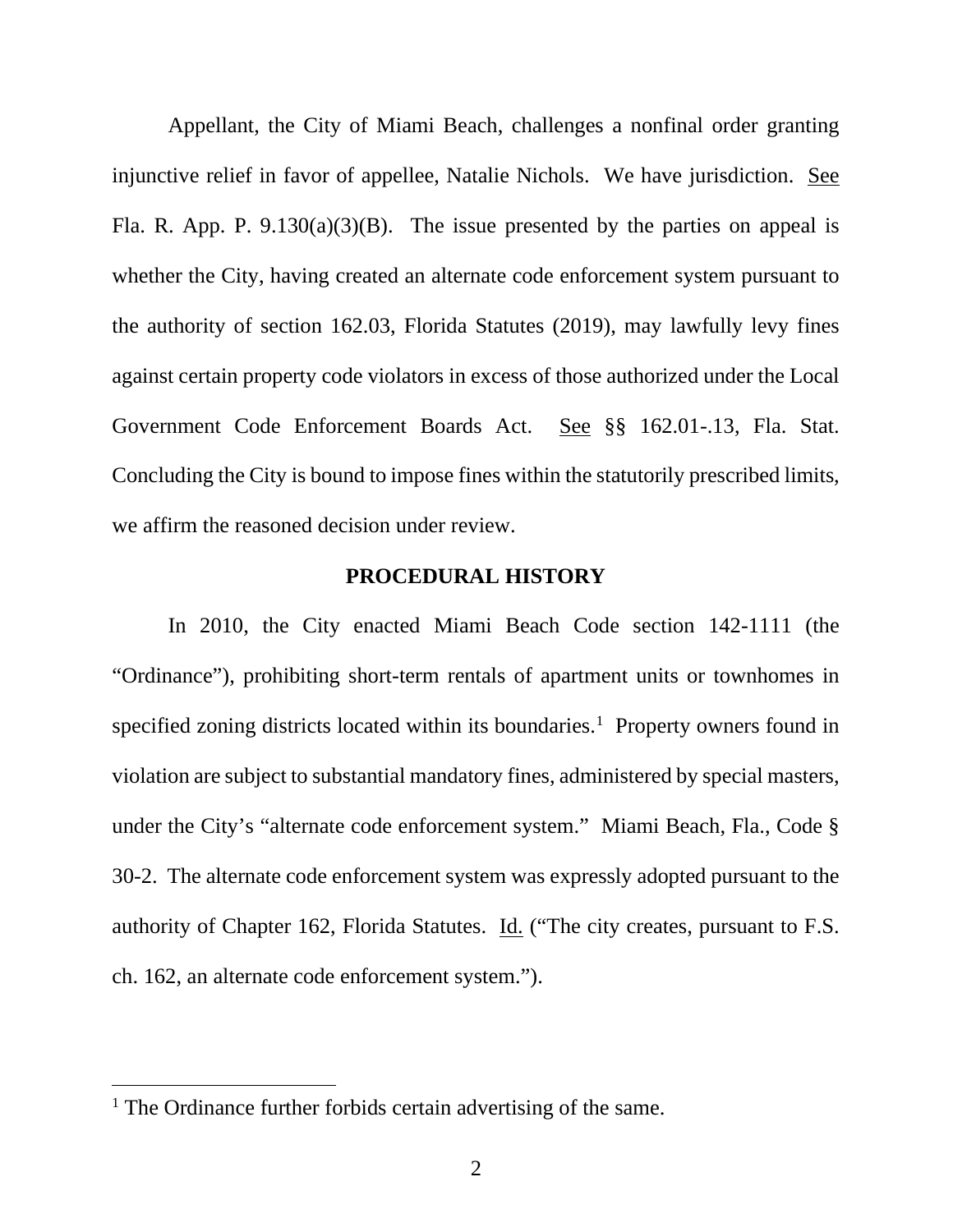Appellant, the City of Miami Beach, challenges a nonfinal order granting injunctive relief in favor of appellee, Natalie Nichols. We have jurisdiction. See Fla. R. App. P. 9.130(a)(3)(B). The issue presented by the parties on appeal is whether the City, having created an alternate code enforcement system pursuant to the authority of section 162.03, Florida Statutes (2019), may lawfully levy fines against certain property code violators in excess of those authorized under the Local Government Code Enforcement Boards Act. See §§ 162.01-.13, Fla. Stat. Concluding the City is bound to impose fines within the statutorily prescribed limits, we affirm the reasoned decision under review.

## PROCEDURAL HISTORY

In 2010, the City enacted Miami Beach Code section 142-1111 (the "Ordinance"), prohibiting short-term rentals of apartment units or townhomes in specified zoning districts located within its boundaries.[1] Property owners found in violation are subject to substantial mandatory fines, administered by special masters, under the City's "alternate code enforcement system." Miami Beach, Fla., Code § 30-2. The alternate code enforcement system was expressly adopted pursuant to the authority of Chapter 162, Florida Statutes. Id. ("The city creates, pursuant to F.S. ch. 162, an alternate code enforcement system.").

[1] The Ordinance further forbids certain advertising of the same.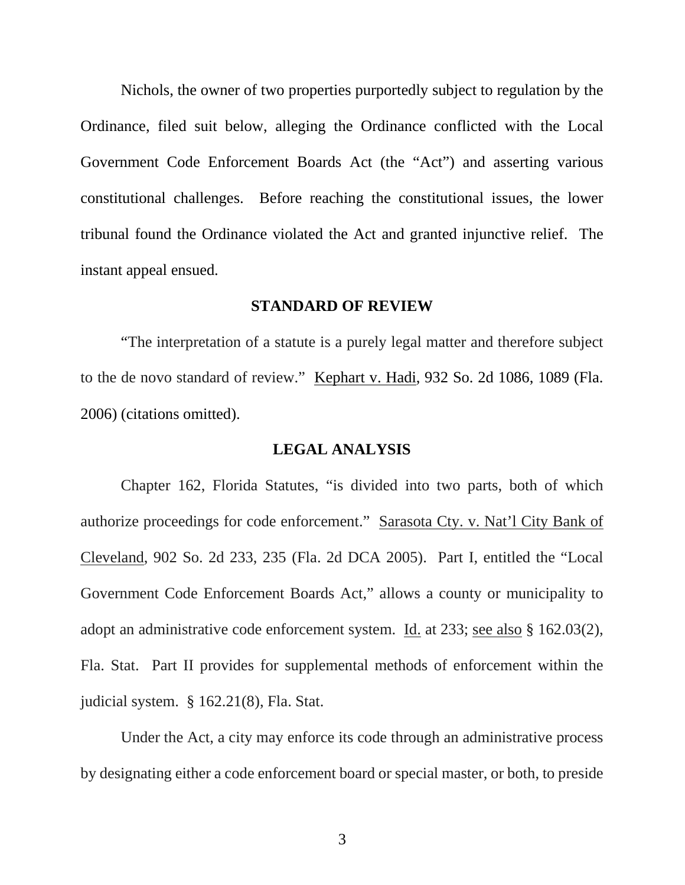Nichols, the owner of two properties purportedly subject to regulation by the Ordinance, filed suit below, alleging the Ordinance conflicted with the Local Government Code Enforcement Boards Act (the "Act") and asserting various constitutional challenges. Before reaching the constitutional issues, the lower tribunal found the Ordinance violated the Act and granted injunctive relief. The instant appeal ensued.

## STANDARD OF REVIEW

"The interpretation of a statute is a purely legal matter and therefore subject to the de novo standard of review." Kephart v. Hadi, 932 So. 2d 1086, 1089 (Fla. 2006) (citations omitted).

## LEGAL ANALYSIS

Chapter 162, Florida Statutes, "is divided into two parts, both of which authorize proceedings for code enforcement." Sarasota Cty. v. Nat'l City Bank of Cleveland, 902 So. 2d 233, 235 (Fla. 2d DCA 2005). Part I, entitled the "Local Government Code Enforcement Boards Act," allows a county or municipality to adopt an administrative code enforcement system. Id. at 233; see also § 162.03(2), Fla. Stat. Part II provides for supplemental methods of enforcement within the judicial system. § 162.21(8), Fla. Stat.

Under the Act, a city may enforce its code through an administrative process by designating either a code enforcement board or special master, or both, to preside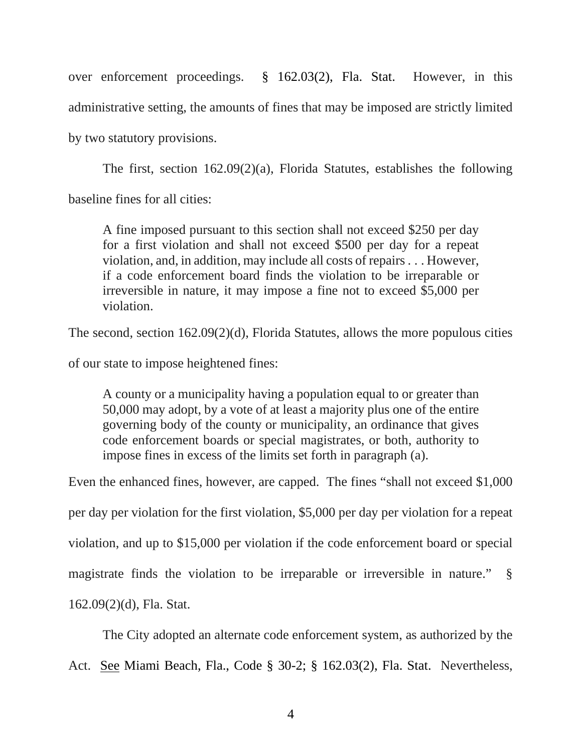over enforcement proceedings. § 162.03(2), Fla. Stat. However, in this administrative setting, the amounts of fines that may be imposed are strictly limited by two statutory provisions.

The first, section 162.09(2)(a), Florida Statutes, establishes the following baseline fines for all cities:

> A fine imposed pursuant to this section shall not exceed $250 per day for a first violation and shall not exceed $500 per day for a repeat violation, and, in addition, may include all costs of repairs . . . However, if a code enforcement board finds the violation to be irreparable or irreversible in nature, it may impose a fine not to exceed $5,000 per violation.

The second, section 162.09(2)(d), Florida Statutes, allows the more populous cities of our state to impose heightened fines:

> A county or a municipality having a population equal to or greater than 50,000 may adopt, by a vote of at least a majority plus one of the entire governing body of the county or municipality, an ordinance that gives code enforcement boards or special magistrates, or both, authority to impose fines in excess of the limits set forth in paragraph (a).

Even the enhanced fines, however, are capped. The fines "shall not exceed $1,000 per day per violation for the first violation, $5,000 per day per violation for a repeat violation, and up to $15,000 per violation if the code enforcement board or special magistrate finds the violation to be irreparable or irreversible in nature." § 162.09(2)(d), Fla. Stat.

The City adopted an alternate code enforcement system, as authorized by the Act. See Miami Beach, Fla., Code § 30-2; § 162.03(2), Fla. Stat. Nevertheless,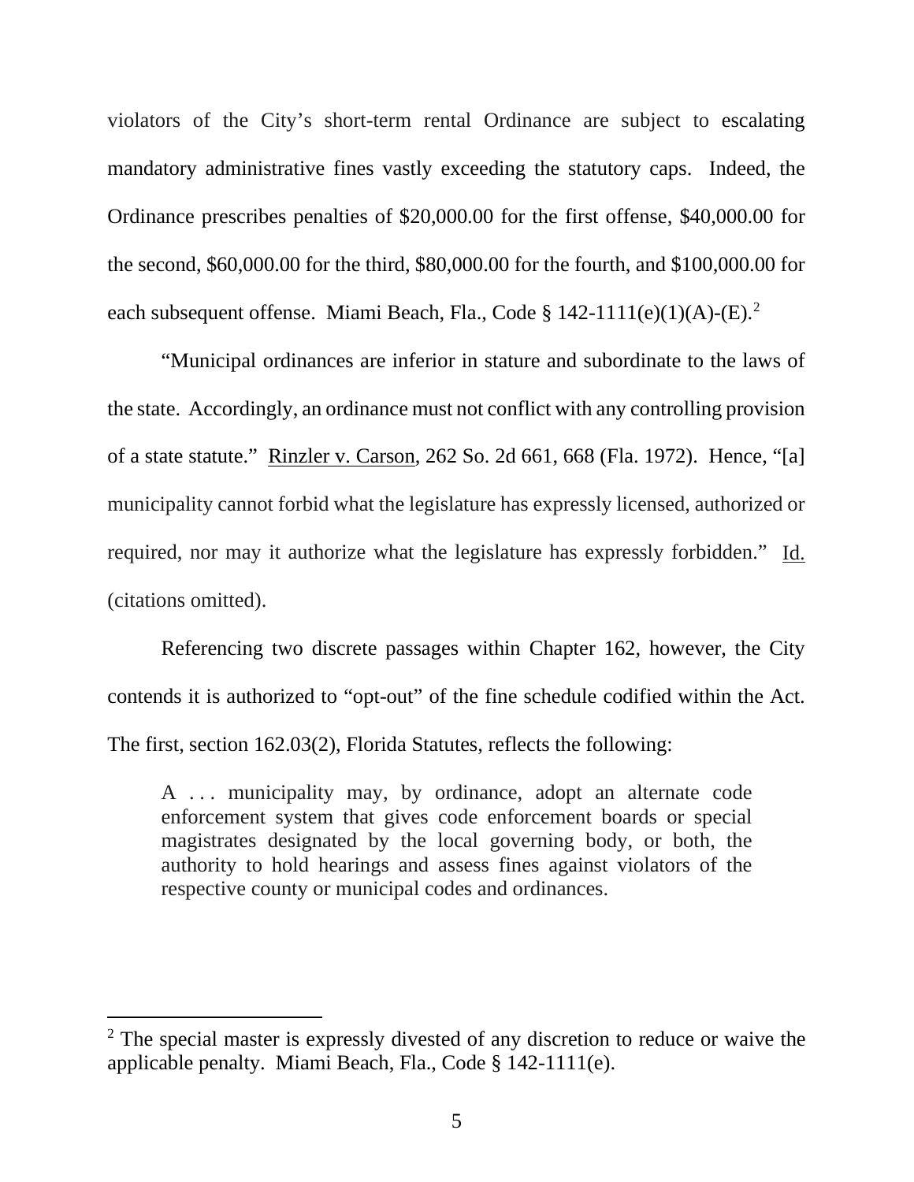violators of the City's short-term rental Ordinance are subject to escalating mandatory administrative fines vastly exceeding the statutory caps. Indeed, the Ordinance prescribes penalties of $20,000.00 for the first offense, $40,000.00 for the second, $60,000.00 for the third, $80,000.00 for the fourth, and $100,000.00 for each subsequent offense. Miami Beach, Fla., Code § 142-1111(e)(1)(A)-(E).[2]

"Municipal ordinances are inferior in stature and subordinate to the laws of the state. Accordingly, an ordinance must not conflict with any controlling provision of a state statute." Rinzler v. Carson, 262 So. 2d 661, 668 (Fla. 1972). Hence, "[a] municipality cannot forbid what the legislature has expressly licensed, authorized or required, nor may it authorize what the legislature has expressly forbidden." Id. (citations omitted).

Referencing two discrete passages within Chapter 162, however, the City contends it is authorized to "opt-out" of the fine schedule codified within the Act. The first, section 162.03(2), Florida Statutes, reflects the following:

> A . . . municipality may, by ordinance, adopt an alternate code enforcement system that gives code enforcement boards or special magistrates designated by the local governing body, or both, the authority to hold hearings and assess fines against violators of the respective county or municipal codes and ordinances.

---

[2] The special master is expressly divested of any discretion to reduce or waive the applicable penalty. Miami Beach, Fla., Code § 142-1111(e).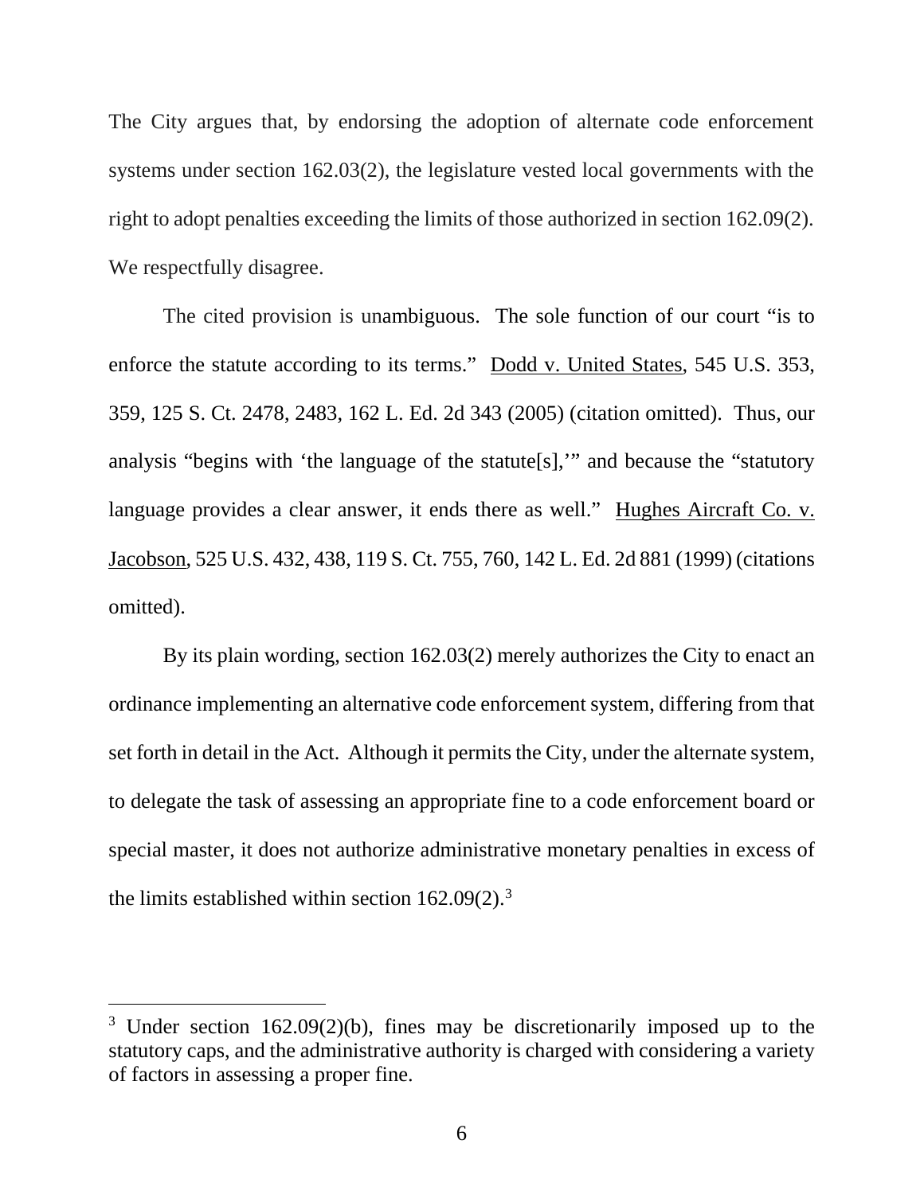The City argues that, by endorsing the adoption of alternate code enforcement systems under section 162.03(2), the legislature vested local governments with the right to adopt penalties exceeding the limits of those authorized in section 162.09(2). We respectfully disagree.

The cited provision is unambiguous. The sole function of our court "is to enforce the statute according to its terms." Dodd v. United States, 545 U.S. 353, 359, 125 S. Ct. 2478, 2483, 162 L. Ed. 2d 343 (2005) (citation omitted). Thus, our analysis "begins with 'the language of the statute[s],'" and because the "statutory language provides a clear answer, it ends there as well." Hughes Aircraft Co. v. Jacobson, 525 U.S. 432, 438, 119 S. Ct. 755, 760, 142 L. Ed. 2d 881 (1999) (citations omitted).

By its plain wording, section 162.03(2) merely authorizes the City to enact an ordinance implementing an alternative code enforcement system, differing from that set forth in detail in the Act. Although it permits the City, under the alternate system, to delegate the task of assessing an appropriate fine to a code enforcement board or special master, it does not authorize administrative monetary penalties in excess of the limits established within section 162.09(2).[3]

[3] Under section 162.09(2)(b), fines may be discretionarily imposed up to the statutory caps, and the administrative authority is charged with considering a variety of factors in assessing a proper fine.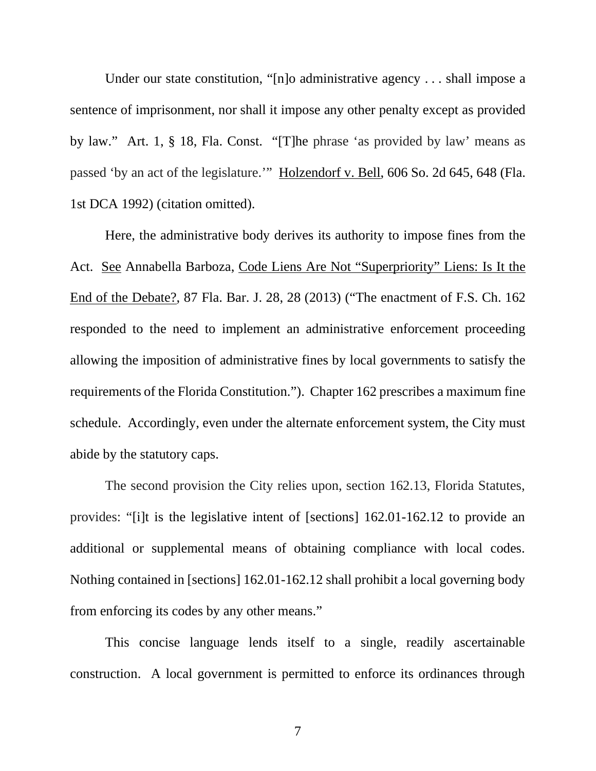Under our state constitution, "[n]o administrative agency . . . shall impose a sentence of imprisonment, nor shall it impose any other penalty except as provided by law." Art. 1, § 18, Fla. Const. "[T]he phrase 'as provided by law' means as passed 'by an act of the legislature.'" Holzendorf v. Bell, 606 So. 2d 645, 648 (Fla. 1st DCA 1992) (citation omitted).

Here, the administrative body derives its authority to impose fines from the Act. See Annabella Barboza, Code Liens Are Not "Superpriority" Liens: Is It the End of the Debate?, 87 Fla. Bar. J. 28, 28 (2013) ("The enactment of F.S. Ch. 162 responded to the need to implement an administrative enforcement proceeding allowing the imposition of administrative fines by local governments to satisfy the requirements of the Florida Constitution."). Chapter 162 prescribes a maximum fine schedule. Accordingly, even under the alternate enforcement system, the City must abide by the statutory caps.

The second provision the City relies upon, section 162.13, Florida Statutes, provides: "[i]t is the legislative intent of [sections] 162.01-162.12 to provide an additional or supplemental means of obtaining compliance with local codes. Nothing contained in [sections] 162.01-162.12 shall prohibit a local governing body from enforcing its codes by any other means."

This concise language lends itself to a single, readily ascertainable construction. A local government is permitted to enforce its ordinances through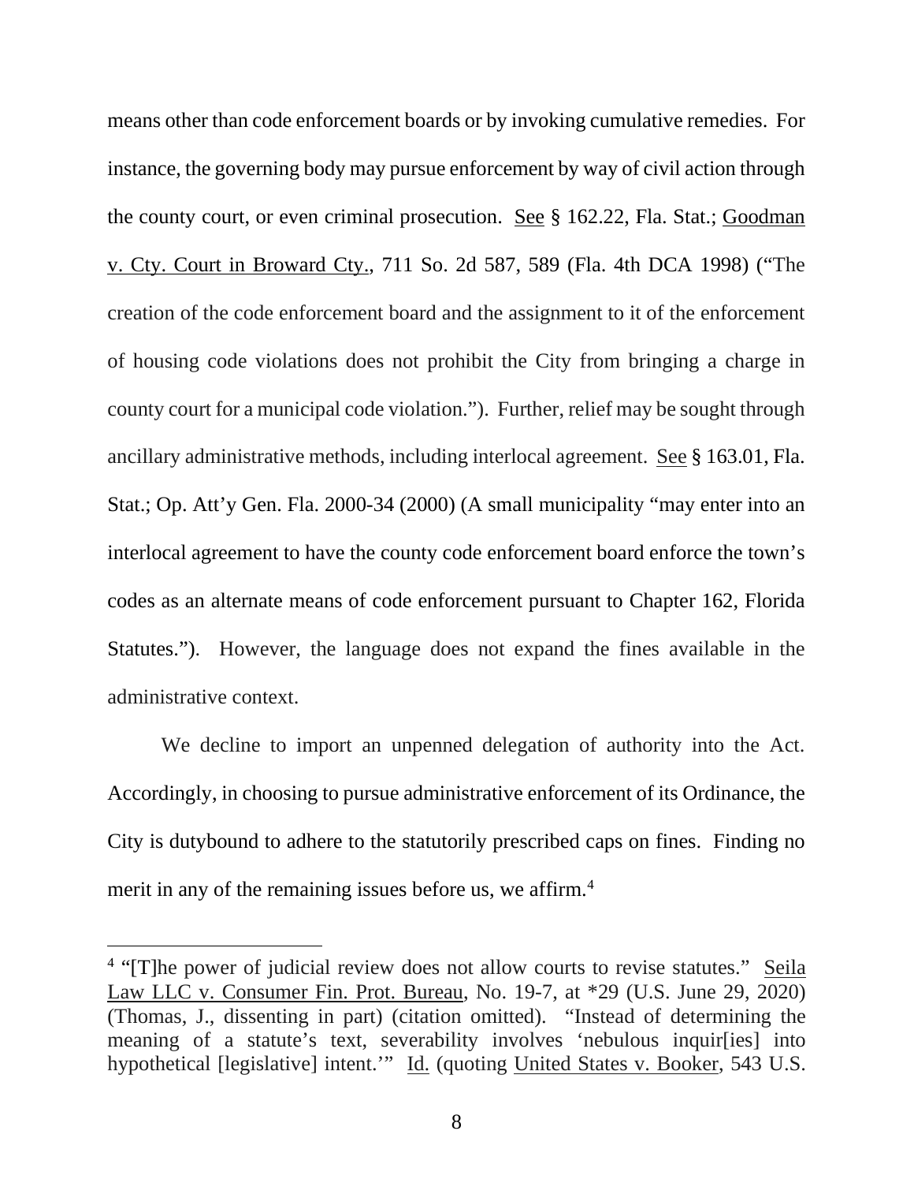means other than code enforcement boards or by invoking cumulative remedies. For instance, the governing body may pursue enforcement by way of civil action through the county court, or even criminal prosecution. See § 162.22, Fla. Stat.; Goodman v. Cty. Court in Broward Cty., 711 So. 2d 587, 589 (Fla. 4th DCA 1998) ("The creation of the code enforcement board and the assignment to it of the enforcement of housing code violations does not prohibit the City from bringing a charge in county court for a municipal code violation."). Further, relief may be sought through ancillary administrative methods, including interlocal agreement. See § 163.01, Fla. Stat.; Op. Att'y Gen. Fla. 2000-34 (2000) (A small municipality "may enter into an interlocal agreement to have the county code enforcement board enforce the town's codes as an alternate means of code enforcement pursuant to Chapter 162, Florida Statutes."). However, the language does not expand the fines available in the administrative context.

We decline to import an unpenned delegation of authority into the Act. Accordingly, in choosing to pursue administrative enforcement of its Ordinance, the City is dutybound to adhere to the statutorily prescribed caps on fines. Finding no merit in any of the remaining issues before us, we affirm.[4]

---

[4] "[T]he power of judicial review does not allow courts to revise statutes." Seila Law LLC v. Consumer Fin. Prot. Bureau, No. 19-7, at *29 (U.S. June 29, 2020) (Thomas, J., dissenting in part) (citation omitted). "Instead of determining the meaning of a statute's text, severability involves 'nebulous inquir[ies] into hypothetical [legislative] intent.'" Id. (quoting United States v. Booker, 543 U.S.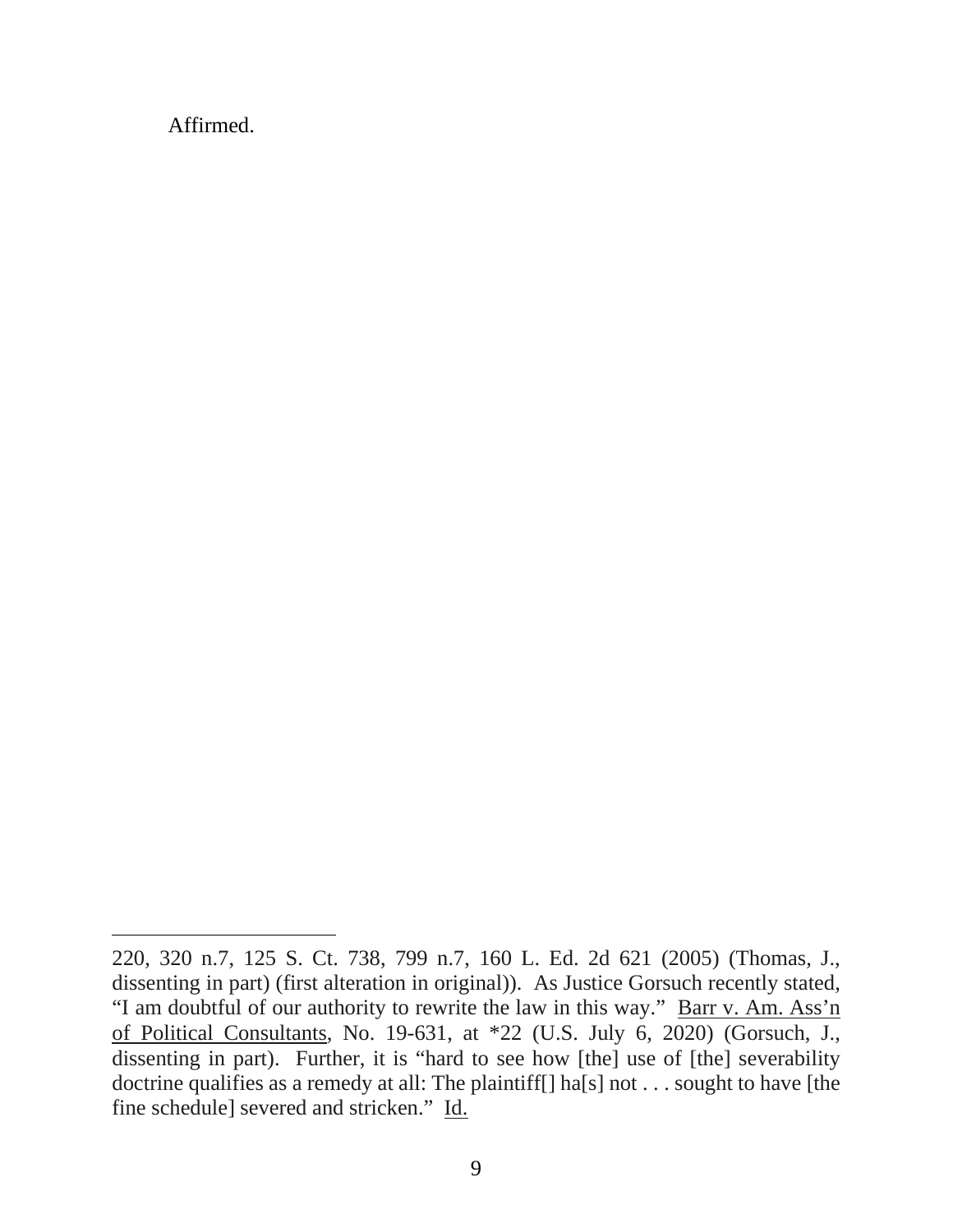Affirmed.

---

220, 320 n.7, 125 S. Ct. 738, 799 n.7, 160 L. Ed. 2d 621 (2005) (Thomas, J., dissenting in part) (first alteration in original)). As Justice Gorsuch recently stated, "I am doubtful of our authority to rewrite the law in this way." Barr v. Am. Ass'n of Political Consultants, No. 19-631, at *22 (U.S. July 6, 2020) (Gorsuch, J., dissenting in part). Further, it is "hard to see how [the] use of [the] severability doctrine qualifies as a remedy at all: The plaintiff[] ha[s] not . . . sought to have [the fine schedule] severed and stricken." Id.